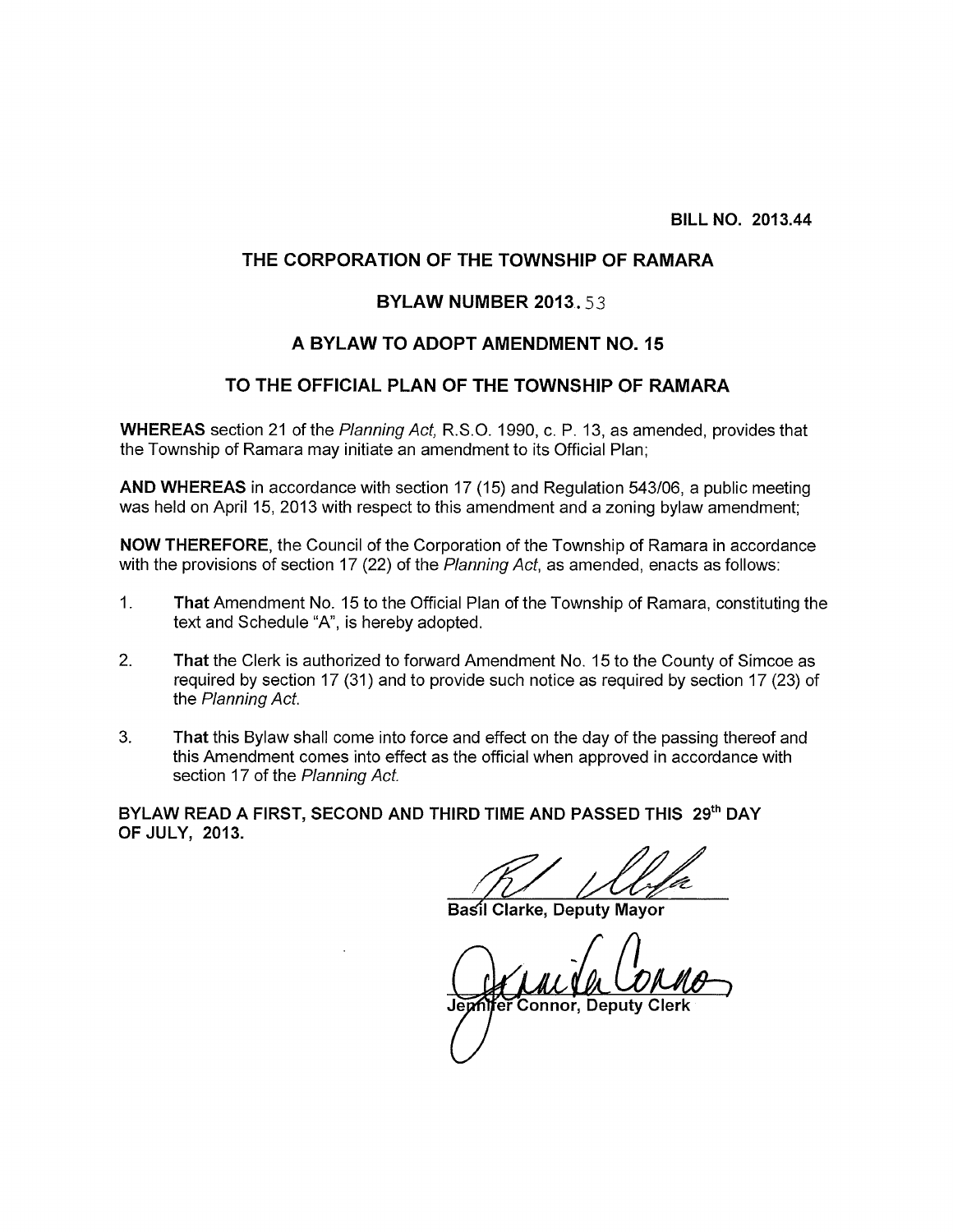**BILL NO. 2013.44**

## THE CORPORATION OF THE TOWNSHIP OF RAMARA

## BYLAW NUMBER 2013.53

## A BYLAW TO ADOPT AMENDMENT NO. 15

## TO THE OFFICIAL PLAN OF THE TOWNSHIP OF RAMARA

**WHEREAS** section 21 of the *Planning Act*, R.S.O. 1990, c. P. 13, as amended, provides that the Township of Ramara may initiate an amendment to its Official Plan;

**AND WHEREAS** in accordance with section 17 (15) and Regulation 543/06, a public meeting was held on April 15, 2013 with respect to this amendment and a zoning bylaw amendment;

**NOW THEREFORE**, the Council of the Corporation of the Township of Ramara in accordance with the provisions of section 17 (22) of the *Planning Act*, as amended, enacts as follows:

1. **That** Amendment No. 15 to the Official Plan of the Township of Ramara, constituting the text and Schedule "A", is hereby adopted.

2. **That** the Clerk is authorized to forward Amendment No. 15 to the County of Simcoe as required by section 17 (31) and to provide such notice as required by section 17 (23) of the *Planning Act*.

3. **That** this Bylaw shall come into force and effect on the day of the passing thereof and this Amendment comes into effect as the official when approved in accordance with section 17 of the *Planning Act*.

**BYLAW READ A FIRST, SECOND AND THIRD TIME AND PASSED THIS 29th DAY OF JULY, 2013.**

Basil Clarke, Deputy Mayor

Jennifer Connor, Deputy Clerk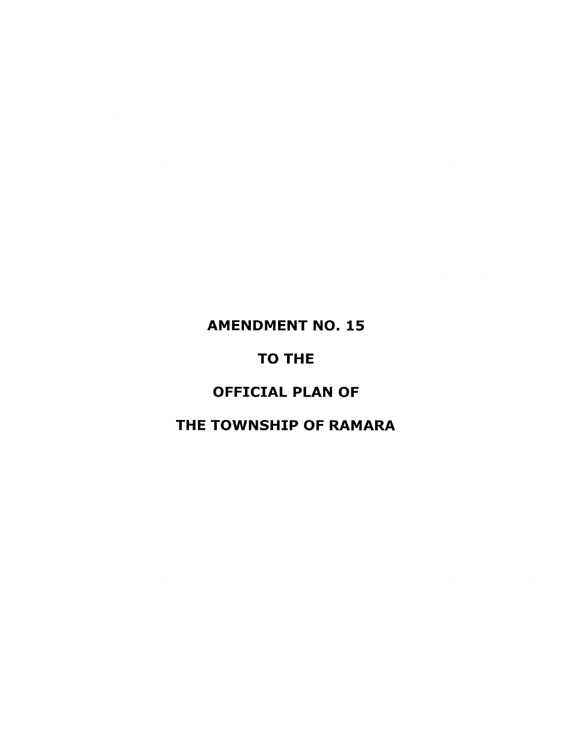# AMENDMENT NO. 15

# TO THE

# OFFICIAL PLAN OF

# THE TOWNSHIP OF RAMARA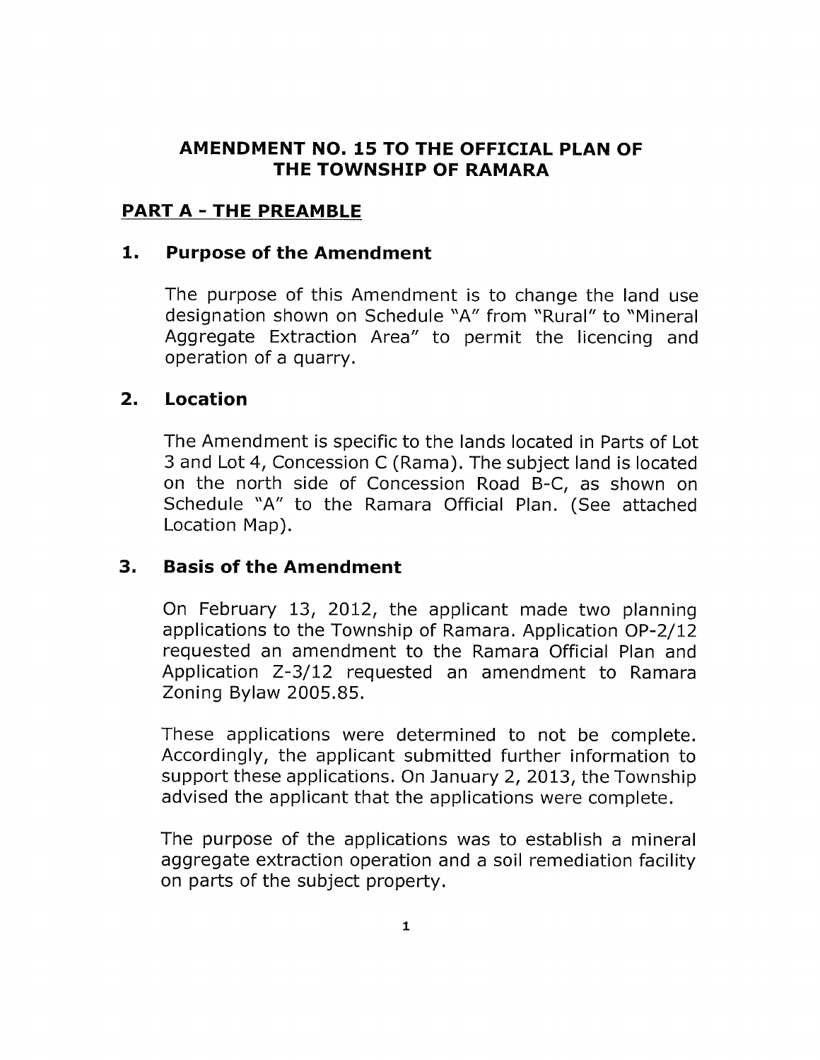# AMENDMENT NO. 15 TO THE OFFICIAL PLAN OF THE TOWNSHIP OF RAMARA

## PART A - THE PREAMBLE

### 1. Purpose of the Amendment

The purpose of this Amendment is to change the land use designation shown on Schedule "A" from "Rural" to "Mineral Aggregate Extraction Area" to permit the licencing and operation of a quarry.

### 2. Location

The Amendment is specific to the lands located in Parts of Lot 3 and Lot 4, Concession C (Rama). The subject land is located on the north side of Concession Road B-C, as shown on Schedule "A" to the Ramara Official Plan. (See attached Location Map).

### 3. Basis of the Amendment

On February 13, 2012, the applicant made two planning applications to the Township of Ramara. Application OP-2/12 requested an amendment to the Ramara Official Plan and Application Z-3/12 requested an amendment to Ramara Zoning Bylaw 2005.85.

These applications were determined to not be complete. Accordingly, the applicant submitted further information to support these applications. On January 2, 2013, the Township advised the applicant that the applications were complete.

The purpose of the applications was to establish a mineral aggregate extraction operation and a soil remediation facility on parts of the subject property.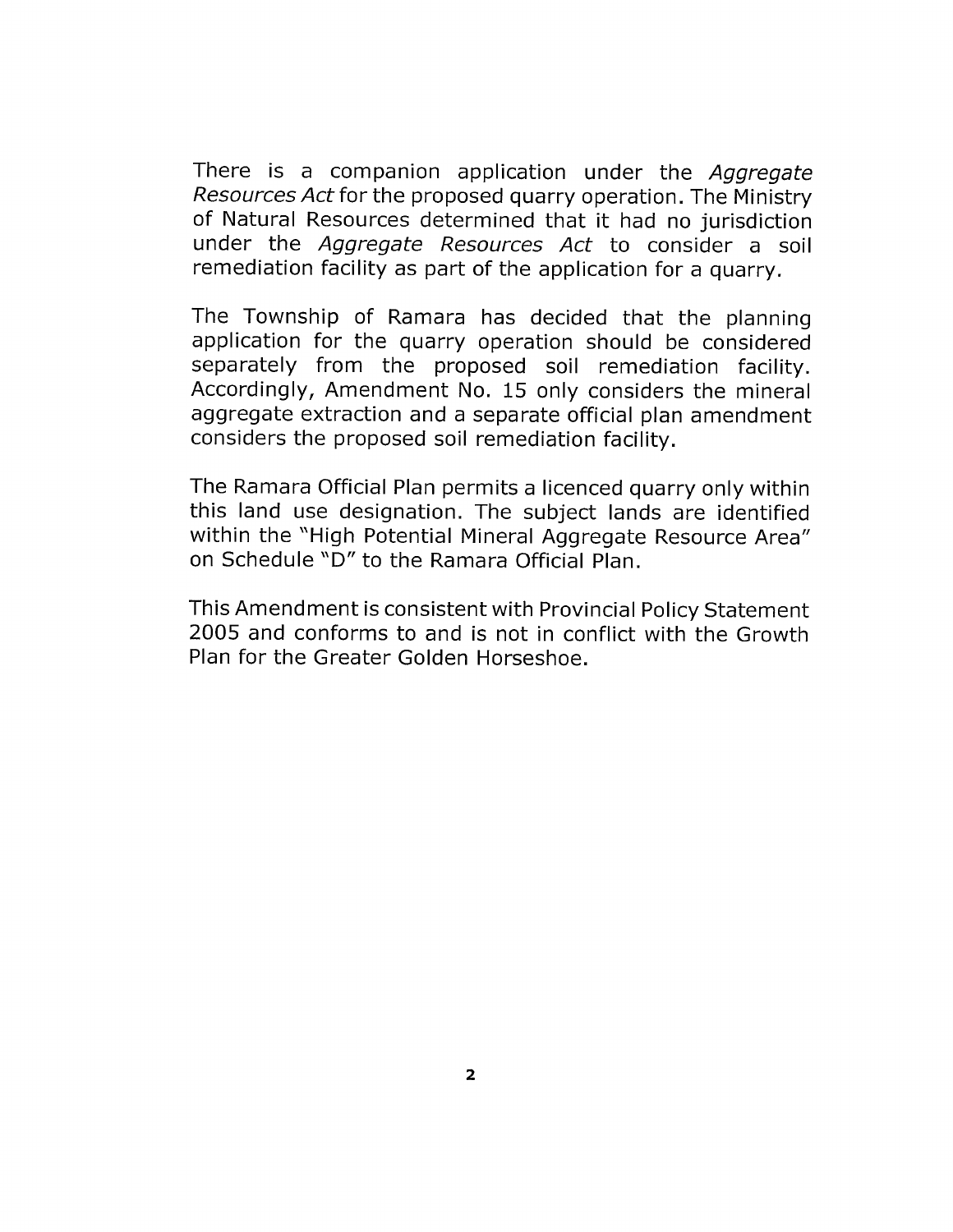There is a companion application under the *Aggregate Resources Act* for the proposed quarry operation. The Ministry of Natural Resources determined that it had no jurisdiction under the *Aggregate Resources Act* to consider a soil remediation facility as part of the application for a quarry.

The Township of Ramara has decided that the planning application for the quarry operation should be considered separately from the proposed soil remediation facility. Accordingly, Amendment No. 15 only considers the mineral aggregate extraction and a separate official plan amendment considers the proposed soil remediation facility.

The Ramara Official Plan permits a licenced quarry only within this land use designation. The subject lands are identified within the "High Potential Mineral Aggregate Resource Area" on Schedule "D" to the Ramara Official Plan.

This Amendment is consistent with Provincial Policy Statement 2005 and conforms to and is not in conflict with the Growth Plan for the Greater Golden Horseshoe.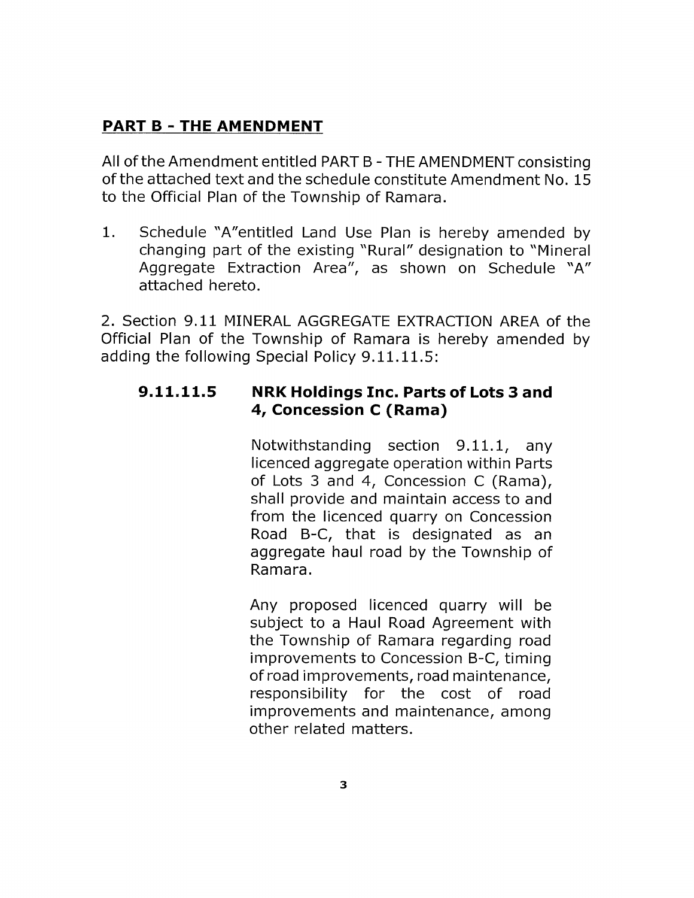## PART B - THE AMENDMENT

All of the Amendment entitled PART B - THE AMENDMENT consisting of the attached text and the schedule constitute Amendment No. 15 to the Official Plan of the Township of Ramara.

1. Schedule "A"entitled Land Use Plan is hereby amended by changing part of the existing "Rural" designation to "Mineral Aggregate Extraction Area", as shown on Schedule "A" attached hereto.

2. Section 9.11 MINERAL AGGREGATE EXTRACTION AREA of the Official Plan of the Township of Ramara is hereby amended by adding the following Special Policy 9.11.11.5:

### 9.11.11.5 NRK Holdings Inc. Parts of Lots 3 and 4, Concession C (Rama)

Notwithstanding section 9.11.1, any licenced aggregate operation within Parts of Lots 3 and 4, Concession C (Rama), shall provide and maintain access to and from the licenced quarry on Concession Road B-C, that is designated as an aggregate haul road by the Township of Ramara.

Any proposed licenced quarry will be subject to a Haul Road Agreement with the Township of Ramara regarding road improvements to Concession B-C, timing of road improvements, road maintenance, responsibility for the cost of road improvements and maintenance, among other related matters.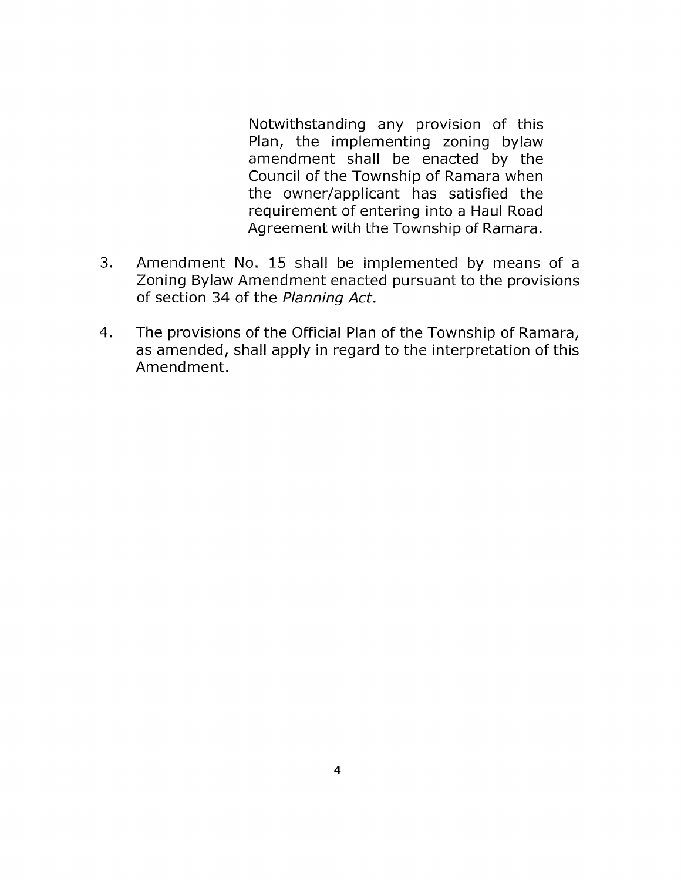Notwithstanding any provision of this Plan, the implementing zoning bylaw amendment shall be enacted by the Council of the Township of Ramara when the owner/applicant has satisfied the requirement of entering into a Haul Road Agreement with the Township of Ramara.

3. Amendment No. 15 shall be implemented by means of a Zoning Bylaw Amendment enacted pursuant to the provisions of section 34 of the *Planning Act*.

4. The provisions of the Official Plan of the Township of Ramara, as amended, shall apply in regard to the interpretation of this Amendment.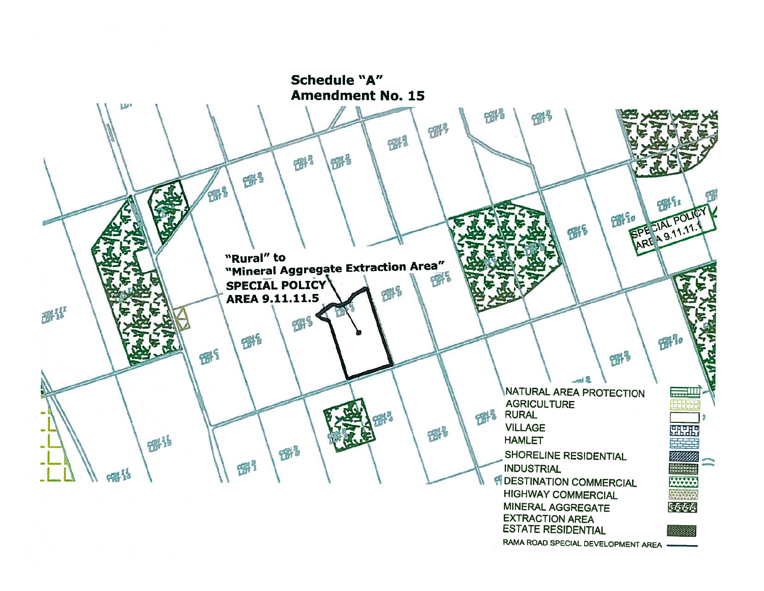# Schedule "A"
## Amendment No. 15

"Rural" to "Mineral Aggregate Extraction Area"
**SPECIAL POLICY AREA 9.11.11.5**

SPECIAL POLICY AREA 9.11.11.1

NATURAL AREA PROTECTION
AGRICULTURE
RURAL
VILLAGE
HAMLET
SHORELINE RESIDENTIAL
INDUSTRIAL
DESTINATION COMMERCIAL
HIGHWAY COMMERCIAL
MINERAL AGGREGATE EXTRACTION AREA
ESTATE RESIDENTIAL
RAMA ROAD SPECIAL DEVELOPMENT AREA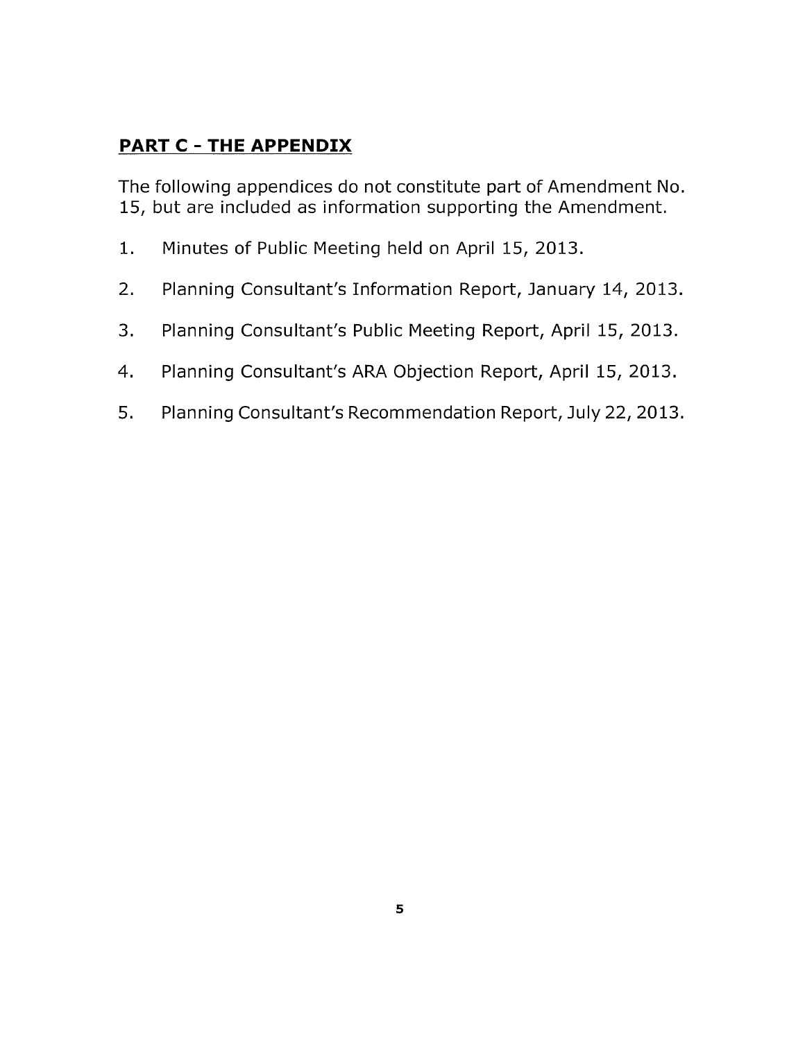## **PART C - THE APPENDIX**

The following appendices do not constitute part of Amendment No. 15, but are included as information supporting the Amendment.

1. Minutes of Public Meeting held on April 15, 2013.
2. Planning Consultant's Information Report, January 14, 2013.
3. Planning Consultant's Public Meeting Report, April 15, 2013.
4. Planning Consultant's ARA Objection Report, April 15, 2013.
5. Planning Consultant's Recommendation Report, July 22, 2013.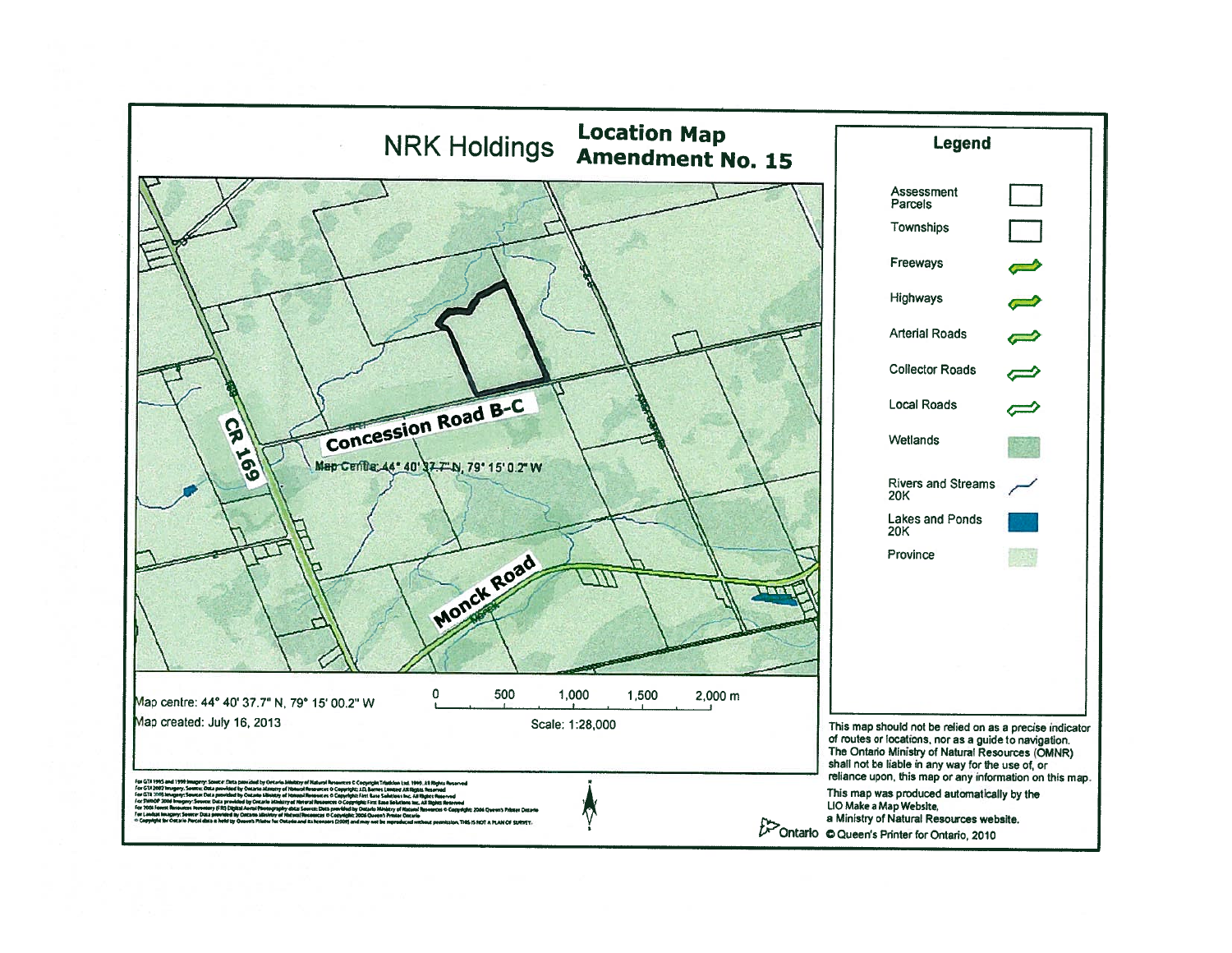NRK Holdings

# Location Map
## Amendment No. 15

Concession Road B-C

CR 169

Monck Road

Map Centre: 44° 40' 37.7" N, 79° 15' 0.2" W

**Legend**

Assessment Parcels

Townships

Freeways

Highways

Arterial Roads

Collector Roads

Local Roads

Wetlands

Rivers and Streams 20K

Lakes and Ponds 20K

Province

Map centre: 44° 40' 37.7" N, 79° 15' 00.2" W

Map created: July 16, 2013

0 500 1,000 1,500 2,000 m

Scale: 1:28,000

This map should not be relied on as a precise indicator of routes or locations, nor as a guide to navigation. The Ontario Ministry of Natural Resources (OMNR) shall not be liable in any way for the use of, or reliance upon, this map or any information on this map.

This map was produced automatically by the LIO Make a Map Website, a Ministry of Natural Resources website.

Ontario © Queen's Printer for Ontario, 2010